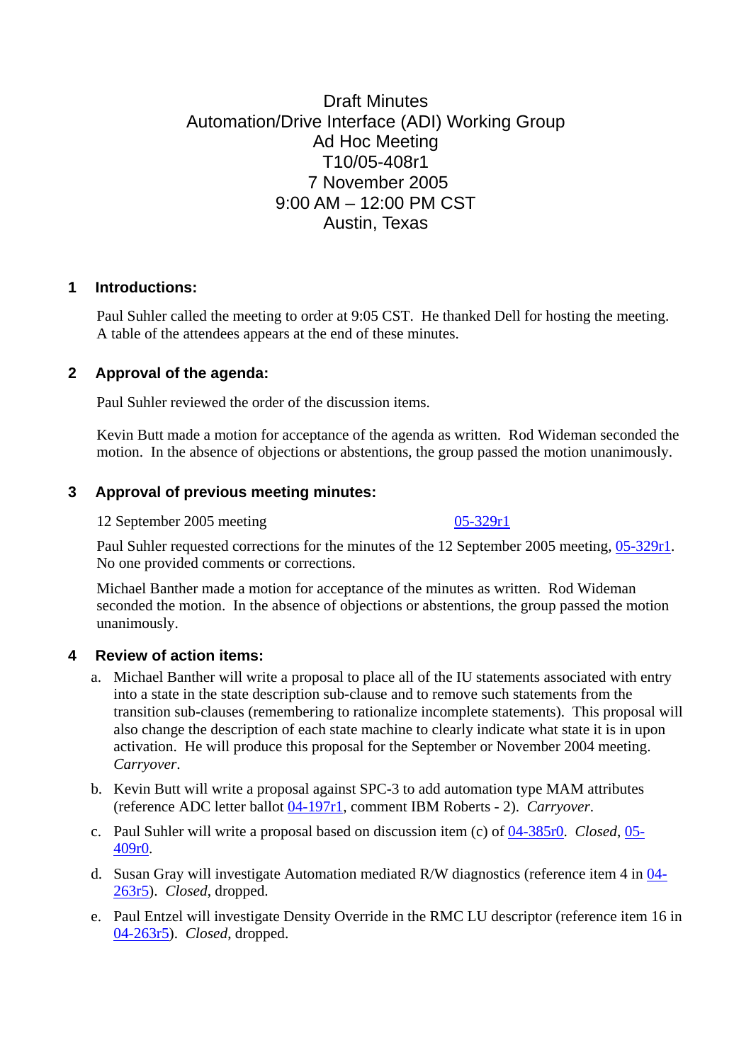# Draft Minutes
# Automation/Drive Interface (ADI) Working Group
# Ad Hoc Meeting
# T10/05-408r1
# 7 November 2005
# 9:00 AM – 12:00 PM CST
# Austin, Texas

## 1 Introductions:

Paul Suhler called the meeting to order at 9:05 CST. He thanked Dell for hosting the meeting. A table of the attendees appears at the end of these minutes.

## 2 Approval of the agenda:

Paul Suhler reviewed the order of the discussion items.

Kevin Butt made a motion for acceptance of the agenda as written. Rod Wideman seconded the motion. In the absence of objections or abstentions, the group passed the motion unanimously.

## 3 Approval of previous meeting minutes:

12 September 2005 meeting 05-329r1

Paul Suhler requested corrections for the minutes of the 12 September 2005 meeting, 05-329r1. No one provided comments or corrections.

Michael Banther made a motion for acceptance of the minutes as written. Rod Wideman seconded the motion. In the absence of objections or abstentions, the group passed the motion unanimously.

## 4 Review of action items:

a. Michael Banther will write a proposal to place all of the IU statements associated with entry into a state in the state description sub-clause and to remove such statements from the transition sub-clauses (remembering to rationalize incomplete statements). This proposal will also change the description of each state machine to clearly indicate what state it is in upon activation. He will produce this proposal for the September or November 2004 meeting. *Carryover*.

b. Kevin Butt will write a proposal against SPC-3 to add automation type MAM attributes (reference ADC letter ballot 04-197r1, comment IBM Roberts - 2). *Carryover*.

c. Paul Suhler will write a proposal based on discussion item (c) of 04-385r0. *Closed*, 05-409r0.

d. Susan Gray will investigate Automation mediated R/W diagnostics (reference item 4 in 04-263r5). *Closed*, dropped.

e. Paul Entzel will investigate Density Override in the RMC LU descriptor (reference item 16 in 04-263r5). *Closed*, dropped.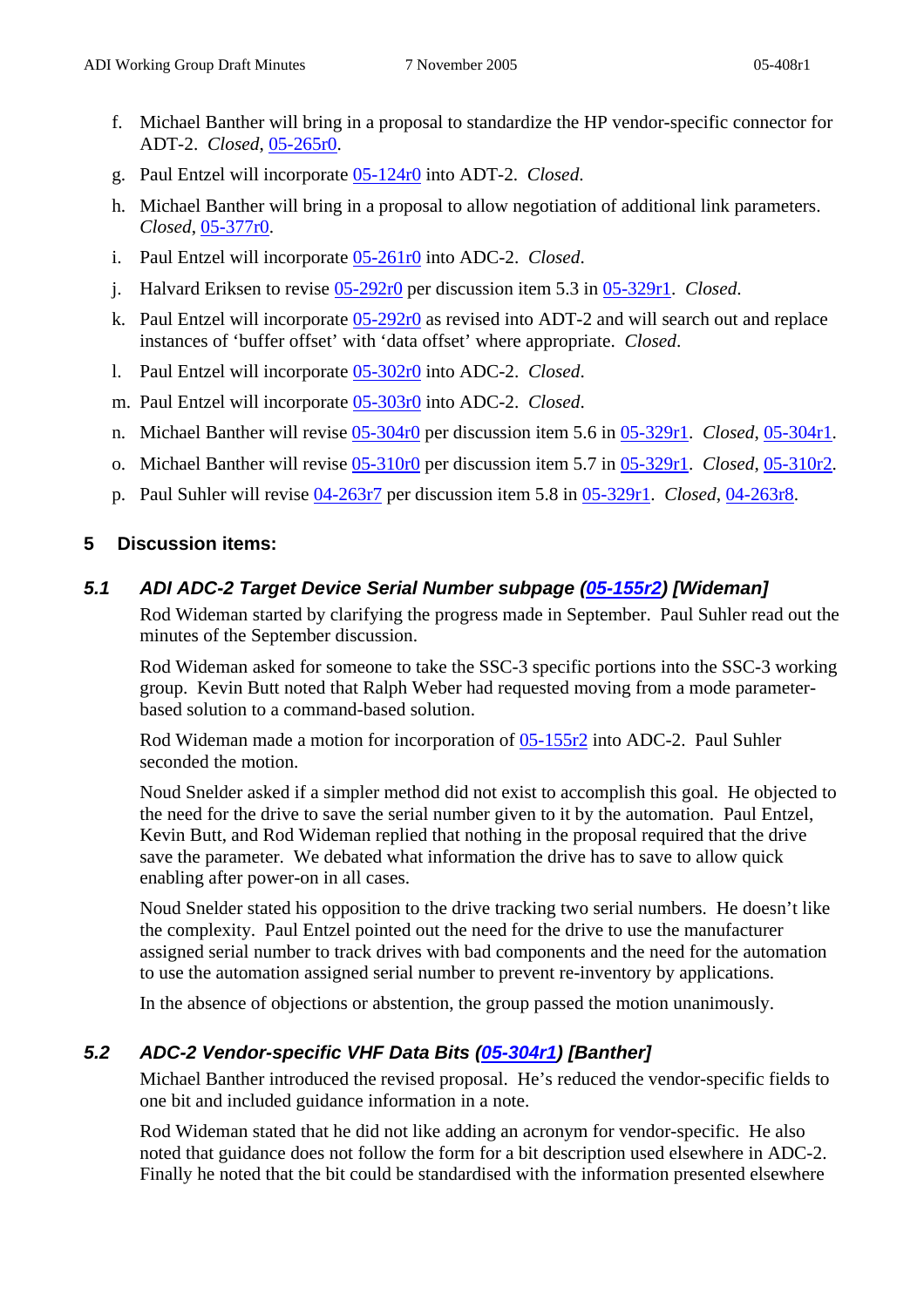f. Michael Banther will bring in a proposal to standardize the HP vendor-specific connector for ADT-2. *Closed*, 05-265r0.

g. Paul Entzel will incorporate 05-124r0 into ADT-2. *Closed*.

h. Michael Banther will bring in a proposal to allow negotiation of additional link parameters. *Closed*, 05-377r0.

i. Paul Entzel will incorporate 05-261r0 into ADC-2. *Closed*.

j. Halvard Eriksen to revise 05-292r0 per discussion item 5.3 in 05-329r1. *Closed*.

k. Paul Entzel will incorporate 05-292r0 as revised into ADT-2 and will search out and replace instances of 'buffer offset' with 'data offset' where appropriate. *Closed*.

l. Paul Entzel will incorporate 05-302r0 into ADC-2. *Closed*.

m. Paul Entzel will incorporate 05-303r0 into ADC-2. *Closed*.

n. Michael Banther will revise 05-304r0 per discussion item 5.6 in 05-329r1. *Closed*, 05-304r1.

o. Michael Banther will revise 05-310r0 per discussion item 5.7 in 05-329r1. *Closed*, 05-310r2.

p. Paul Suhler will revise 04-263r7 per discussion item 5.8 in 05-329r1. *Closed*, 04-263r8.

## 5 Discussion items:

### *5.1 ADI ADC-2 Target Device Serial Number subpage (05-155r2) [Wideman]*

Rod Wideman started by clarifying the progress made in September. Paul Suhler read out the minutes of the September discussion.

Rod Wideman asked for someone to take the SSC-3 specific portions into the SSC-3 working group. Kevin Butt noted that Ralph Weber had requested moving from a mode parameter-based solution to a command-based solution.

Rod Wideman made a motion for incorporation of 05-155r2 into ADC-2. Paul Suhler seconded the motion.

Noud Snelder asked if a simpler method did not exist to accomplish this goal. He objected to the need for the drive to save the serial number given to it by the automation. Paul Entzel, Kevin Butt, and Rod Wideman replied that nothing in the proposal required that the drive save the parameter. We debated what information the drive has to save to allow quick enabling after power-on in all cases.

Noud Snelder stated his opposition to the drive tracking two serial numbers. He doesn't like the complexity. Paul Entzel pointed out the need for the drive to use the manufacturer assigned serial number to track drives with bad components and the need for the automation to use the automation assigned serial number to prevent re-inventory by applications.

In the absence of objections or abstention, the group passed the motion unanimously.

### *5.2 ADC-2 Vendor-specific VHF Data Bits (05-304r1) [Banther]*

Michael Banther introduced the revised proposal. He's reduced the vendor-specific fields to one bit and included guidance information in a note.

Rod Wideman stated that he did not like adding an acronym for vendor-specific. He also noted that guidance does not follow the form for a bit description used elsewhere in ADC-2. Finally he noted that the bit could be standardised with the information presented elsewhere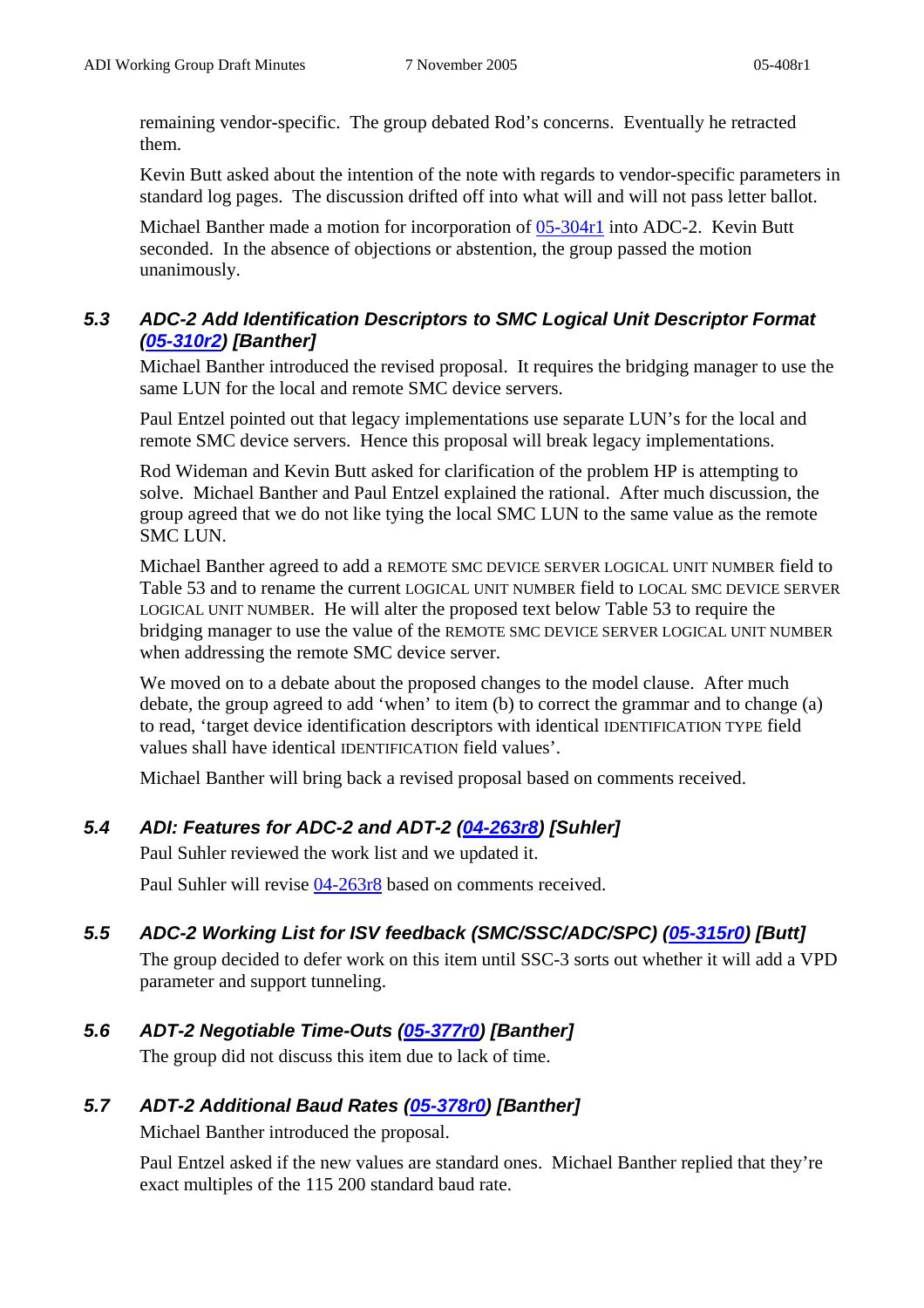remaining vendor-specific. The group debated Rod's concerns. Eventually he retracted them.

Kevin Butt asked about the intention of the note with regards to vendor-specific parameters in standard log pages. The discussion drifted off into what will and will not pass letter ballot.

Michael Banther made a motion for incorporation of 05-304r1 into ADC-2. Kevin Butt seconded. In the absence of objections or abstention, the group passed the motion unanimously.

### *5.3 ADC-2 Add Identification Descriptors to SMC Logical Unit Descriptor Format (05-310r2) [Banther]*

Michael Banther introduced the revised proposal. It requires the bridging manager to use the same LUN for the local and remote SMC device servers.

Paul Entzel pointed out that legacy implementations use separate LUN's for the local and remote SMC device servers. Hence this proposal will break legacy implementations.

Rod Wideman and Kevin Butt asked for clarification of the problem HP is attempting to solve. Michael Banther and Paul Entzel explained the rational. After much discussion, the group agreed that we do not like tying the local SMC LUN to the same value as the remote SMC LUN.

Michael Banther agreed to add a REMOTE SMC DEVICE SERVER LOGICAL UNIT NUMBER field to Table 53 and to rename the current LOGICAL UNIT NUMBER field to LOCAL SMC DEVICE SERVER LOGICAL UNIT NUMBER. He will alter the proposed text below Table 53 to require the bridging manager to use the value of the REMOTE SMC DEVICE SERVER LOGICAL UNIT NUMBER when addressing the remote SMC device server.

We moved on to a debate about the proposed changes to the model clause. After much debate, the group agreed to add 'when' to item (b) to correct the grammar and to change (a) to read, 'target device identification descriptors with identical IDENTIFICATION TYPE field values shall have identical IDENTIFICATION field values'.

Michael Banther will bring back a revised proposal based on comments received.

### *5.4 ADI: Features for ADC-2 and ADT-2 (04-263r8) [Suhler]*

Paul Suhler reviewed the work list and we updated it.

Paul Suhler will revise 04-263r8 based on comments received.

### *5.5 ADC-2 Working List for ISV feedback (SMC/SSC/ADC/SPC) (05-315r0) [Butt]*

The group decided to defer work on this item until SSC-3 sorts out whether it will add a VPD parameter and support tunneling.

### *5.6 ADT-2 Negotiable Time-Outs (05-377r0) [Banther]*

The group did not discuss this item due to lack of time.

### *5.7 ADT-2 Additional Baud Rates (05-378r0) [Banther]*

Michael Banther introduced the proposal.

Paul Entzel asked if the new values are standard ones. Michael Banther replied that they're exact multiples of the 115 200 standard baud rate.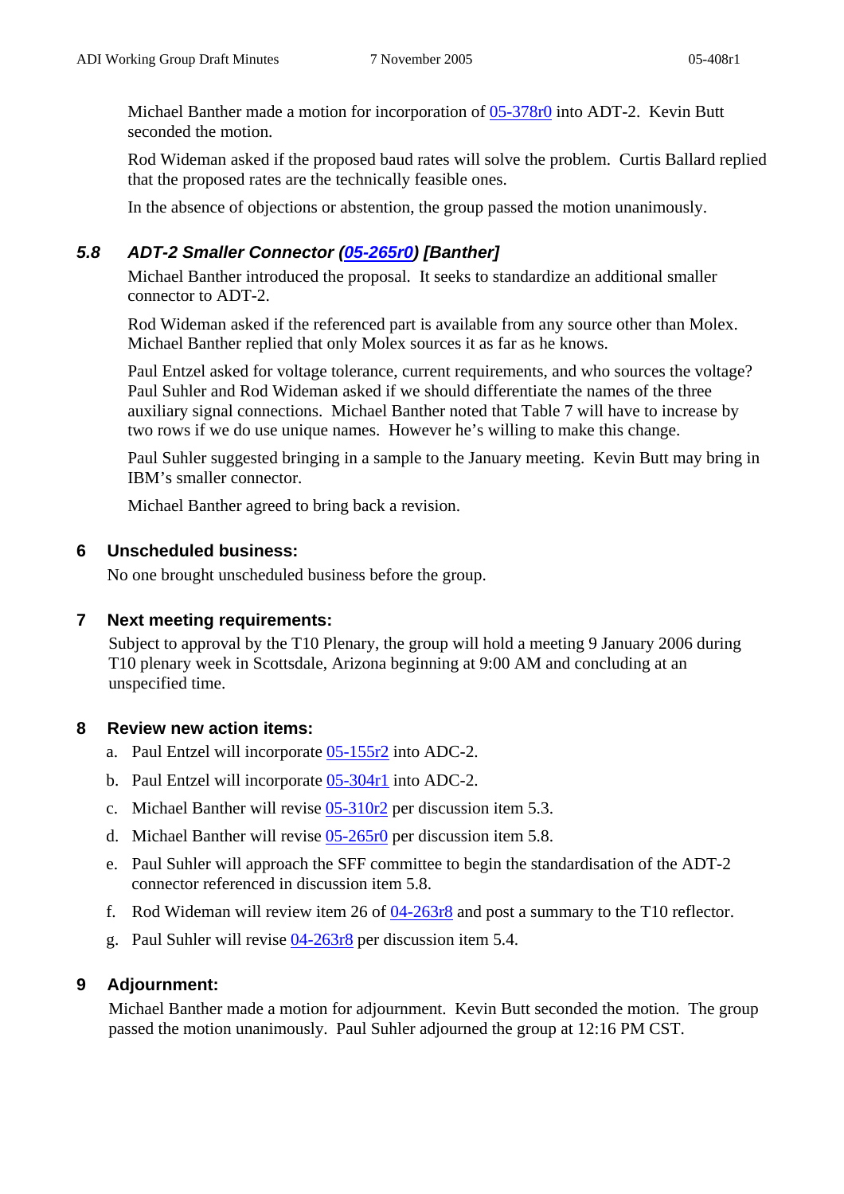Michael Banther made a motion for incorporation of [05-378r0](05-378r0) into ADT-2. Kevin Butt seconded the motion.

Rod Wideman asked if the proposed baud rates will solve the problem. Curtis Ballard replied that the proposed rates are the technically feasible ones.

In the absence of objections or abstention, the group passed the motion unanimously.

### 5.8 *ADT-2 Smaller Connector (05-265r0) [Banther]*

Michael Banther introduced the proposal. It seeks to standardize an additional smaller connector to ADT-2.

Rod Wideman asked if the referenced part is available from any source other than Molex. Michael Banther replied that only Molex sources it as far as he knows.

Paul Entzel asked for voltage tolerance, current requirements, and who sources the voltage? Paul Suhler and Rod Wideman asked if we should differentiate the names of the three auxiliary signal connections. Michael Banther noted that Table 7 will have to increase by two rows if we do use unique names. However he's willing to make this change.

Paul Suhler suggested bringing in a sample to the January meeting. Kevin Butt may bring in IBM's smaller connector.

Michael Banther agreed to bring back a revision.

## 6 Unscheduled business:

No one brought unscheduled business before the group.

## 7 Next meeting requirements:

Subject to approval by the T10 Plenary, the group will hold a meeting 9 January 2006 during T10 plenary week in Scottsdale, Arizona beginning at 9:00 AM and concluding at an unspecified time.

## 8 Review new action items:

a. Paul Entzel will incorporate 05-155r2 into ADC-2.

b. Paul Entzel will incorporate 05-304r1 into ADC-2.

c. Michael Banther will revise 05-310r2 per discussion item 5.3.

d. Michael Banther will revise 05-265r0 per discussion item 5.8.

e. Paul Suhler will approach the SFF committee to begin the standardisation of the ADT-2 connector referenced in discussion item 5.8.

f. Rod Wideman will review item 26 of 04-263r8 and post a summary to the T10 reflector.

g. Paul Suhler will revise 04-263r8 per discussion item 5.4.

## 9 Adjournment:

Michael Banther made a motion for adjournment. Kevin Butt seconded the motion. The group passed the motion unanimously. Paul Suhler adjourned the group at 12:16 PM CST.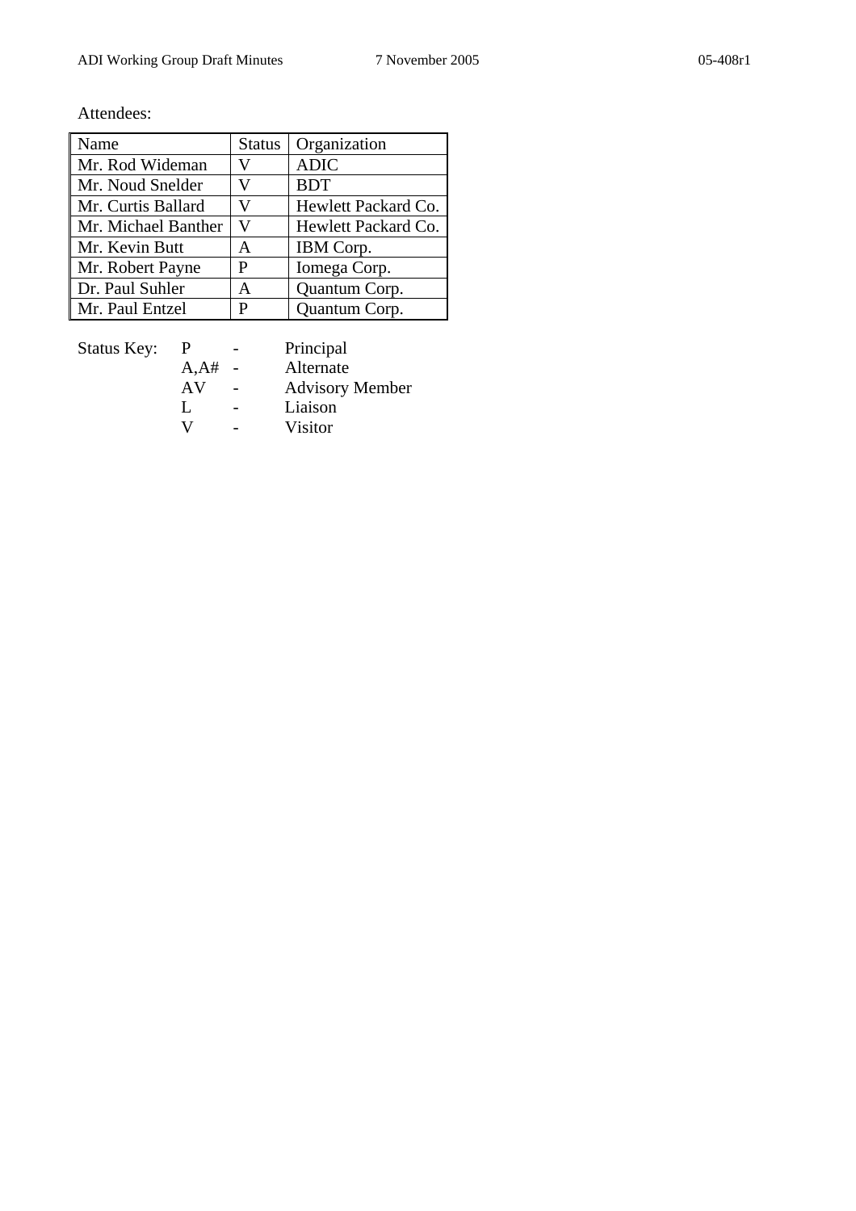Attendees:

| Name | Status | Organization |
|---|---|---|
| Mr. Rod Wideman | V | ADIC |
| Mr. Noud Snelder | V | BDT |
| Mr. Curtis Ballard | V | Hewlett Packard Co. |
| Mr. Michael Banther | V | Hewlett Packard Co. |
| Mr. Kevin Butt | A | IBM Corp. |
| Mr. Robert Payne | P | Iomega Corp. |
| Dr. Paul Suhler | A | Quantum Corp. |
| Mr. Paul Entzel | P | Quantum Corp. |

| | | | |
|---|---|---|---|
| Status Key: | P | - | Principal |
| | A,A# | - | Alternate |
| | AV | - | Advisory Member |
| | L | - | Liaison |
| | V | - | Visitor |